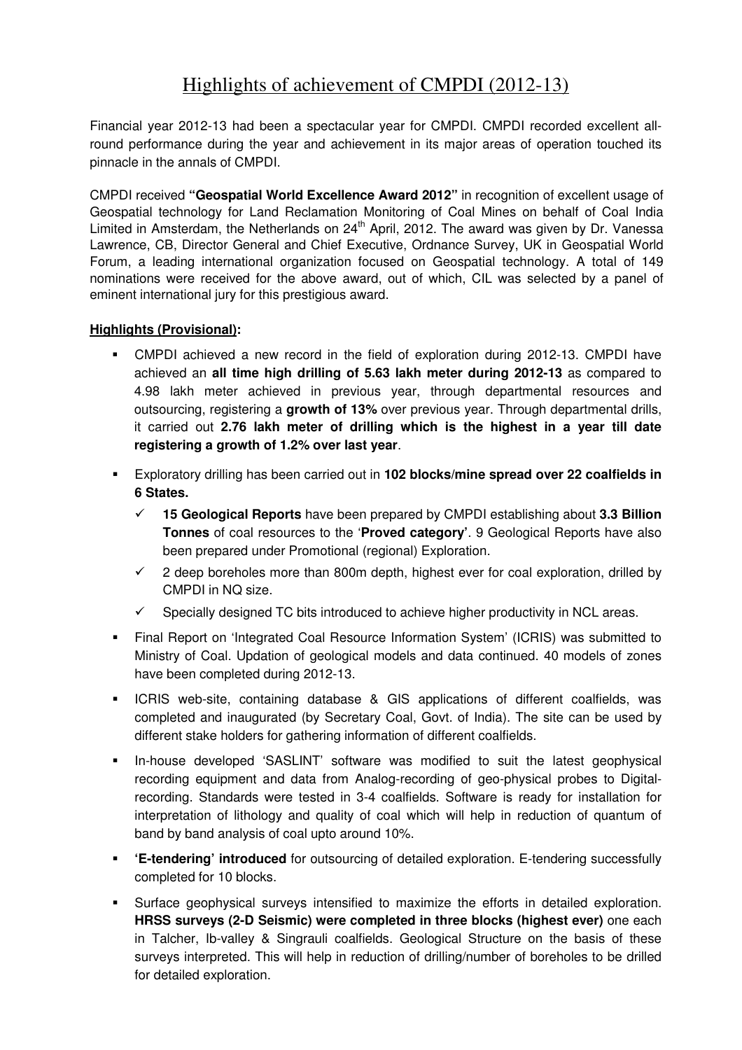# Highlights of achievement of CMPDI (2012-13)

Financial year 2012-13 had been a spectacular year for CMPDI. CMPDI recorded excellent all-round performance during the year and achievement in its major areas of operation touched its pinnacle in the annals of CMPDI.

CMPDI received **"Geospatial World Excellence Award 2012"** in recognition of excellent usage of Geospatial technology for Land Reclamation Monitoring of Coal Mines on behalf of Coal India Limited in Amsterdam, the Netherlands on 24th April, 2012. The award was given by Dr. Vanessa Lawrence, CB, Director General and Chief Executive, Ordnance Survey, UK in Geospatial World Forum, a leading international organization focused on Geospatial technology. A total of 149 nominations were received for the above award, out of which, CIL was selected by a panel of eminent international jury for this prestigious award.

**Highlights (Provisional):**

- CMPDI achieved a new record in the field of exploration during 2012-13. CMPDI have achieved an **all time high drilling of 5.63 lakh meter during 2012-13** as compared to 4.98 lakh meter achieved in previous year, through departmental resources and outsourcing, registering a **growth of 13%** over previous year. Through departmental drills, it carried out **2.76 lakh meter of drilling which is the highest in a year till date registering a growth of 1.2% over last year**.
- Exploratory drilling has been carried out in **102 blocks/mine spread over 22 coalfields in 6 States.**
  - ✓ **15 Geological Reports** have been prepared by CMPDI establishing about **3.3 Billion Tonnes** of coal resources to the '**Proved category**'. 9 Geological Reports have also been prepared under Promotional (regional) Exploration.
  - ✓ 2 deep boreholes more than 800m depth, highest ever for coal exploration, drilled by CMPDI in NQ size.
  - ✓ Specially designed TC bits introduced to achieve higher productivity in NCL areas.
- Final Report on 'Integrated Coal Resource Information System' (ICRIS) was submitted to Ministry of Coal. Updation of geological models and data continued. 40 models of zones have been completed during 2012-13.
- ICRIS web-site, containing database & GIS applications of different coalfields, was completed and inaugurated (by Secretary Coal, Govt. of India). The site can be used by different stake holders for gathering information of different coalfields.
- In-house developed 'SASLINT' software was modified to suit the latest geophysical recording equipment and data from Analog-recording of geo-physical probes to Digital-recording. Standards were tested in 3-4 coalfields. Software is ready for installation for interpretation of lithology and quality of coal which will help in reduction of quantum of band by band analysis of coal upto around 10%.
- **'E-tendering' introduced** for outsourcing of detailed exploration. E-tendering successfully completed for 10 blocks.
- Surface geophysical surveys intensified to maximize the efforts in detailed exploration. **HRSS surveys (2-D Seismic) were completed in three blocks (highest ever)** one each in Talcher, Ib-valley & Singrauli coalfields. Geological Structure on the basis of these surveys interpreted. This will help in reduction of drilling/number of boreholes to be drilled for detailed exploration.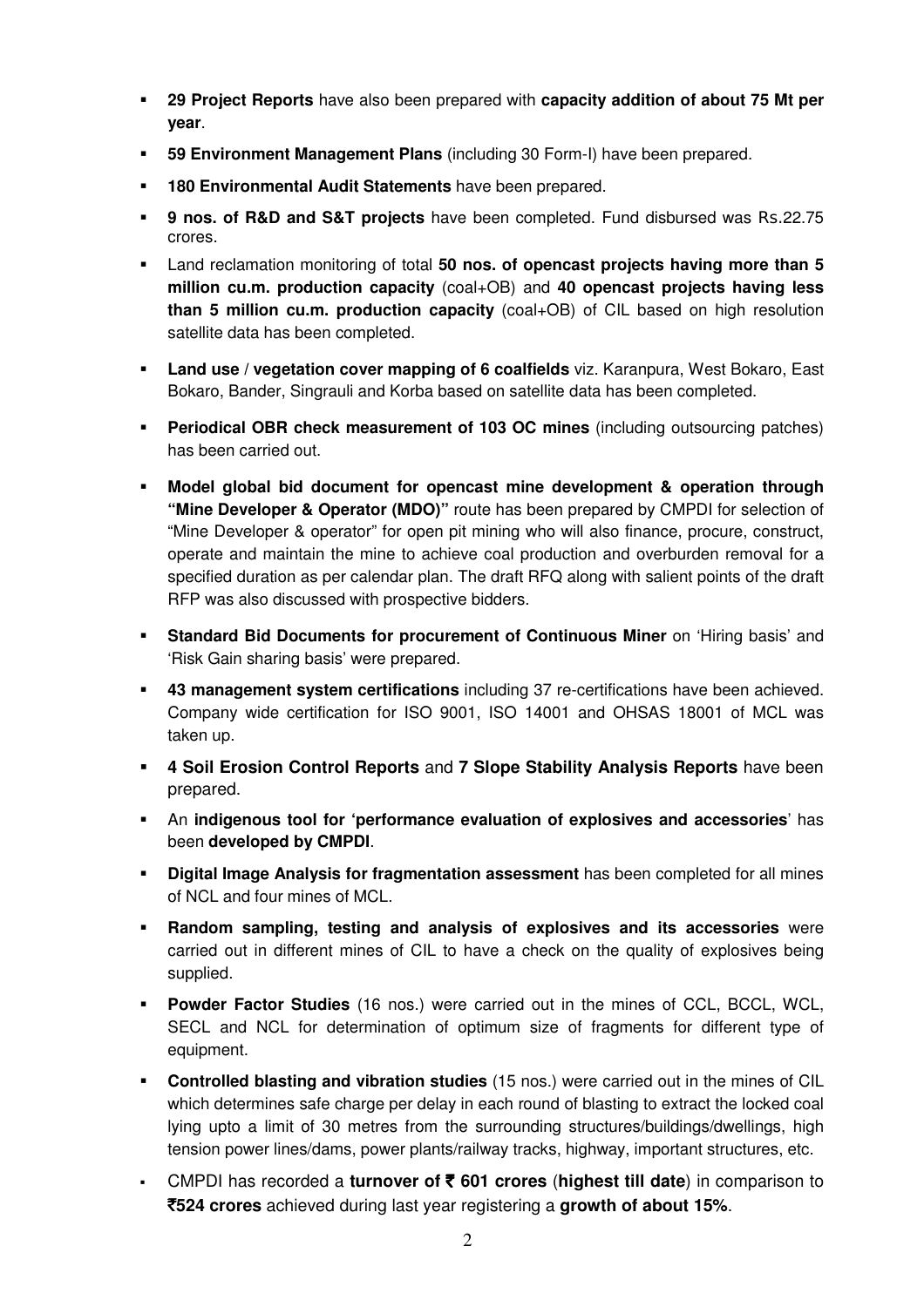- **29 Project Reports** have also been prepared with **capacity addition of about 75 Mt per year**.
- **59 Environment Management Plans** (including 30 Form-I) have been prepared.
- **180 Environmental Audit Statements** have been prepared.
- **9 nos. of R&D and S&T projects** have been completed. Fund disbursed was Rs.22.75 crores.
- Land reclamation monitoring of total **50 nos. of opencast projects having more than 5 million cu.m. production capacity** (coal+OB) and **40 opencast projects having less than 5 million cu.m. production capacity** (coal+OB) of CIL based on high resolution satellite data has been completed.
- **Land use / vegetation cover mapping of 6 coalfields** viz. Karanpura, West Bokaro, East Bokaro, Bander, Singrauli and Korba based on satellite data has been completed.
- **Periodical OBR check measurement of 103 OC mines** (including outsourcing patches) has been carried out.
- **Model global bid document for opencast mine development & operation through "Mine Developer & Operator (MDO)"** route has been prepared by CMPDI for selection of "Mine Developer & operator" for open pit mining who will also finance, procure, construct, operate and maintain the mine to achieve coal production and overburden removal for a specified duration as per calendar plan. The draft RFQ along with salient points of the draft RFP was also discussed with prospective bidders.
- **Standard Bid Documents for procurement of Continuous Miner** on 'Hiring basis' and 'Risk Gain sharing basis' were prepared.
- **43 management system certifications** including 37 re-certifications have been achieved. Company wide certification for ISO 9001, ISO 14001 and OHSAS 18001 of MCL was taken up.
- **4 Soil Erosion Control Reports** and **7 Slope Stability Analysis Reports** have been prepared.
- An **indigenous tool for 'performance evaluation of explosives and accessories**' has been **developed by CMPDI**.
- **Digital Image Analysis for fragmentation assessment** has been completed for all mines of NCL and four mines of MCL.
- **Random sampling, testing and analysis of explosives and its accessories** were carried out in different mines of CIL to have a check on the quality of explosives being supplied.
- **Powder Factor Studies** (16 nos.) were carried out in the mines of CCL, BCCL, WCL, SECL and NCL for determination of optimum size of fragments for different type of equipment.
- **Controlled blasting and vibration studies** (15 nos.) were carried out in the mines of CIL which determines safe charge per delay in each round of blasting to extract the locked coal lying upto a limit of 30 metres from the surrounding structures/buildings/dwellings, high tension power lines/dams, power plants/railway tracks, highway, important structures, etc.
- CMPDI has recorded a **turnover of ₹ 601 crores** (**highest till date**) in comparison to **₹524 crores** achieved during last year registering a **growth of about 15%**.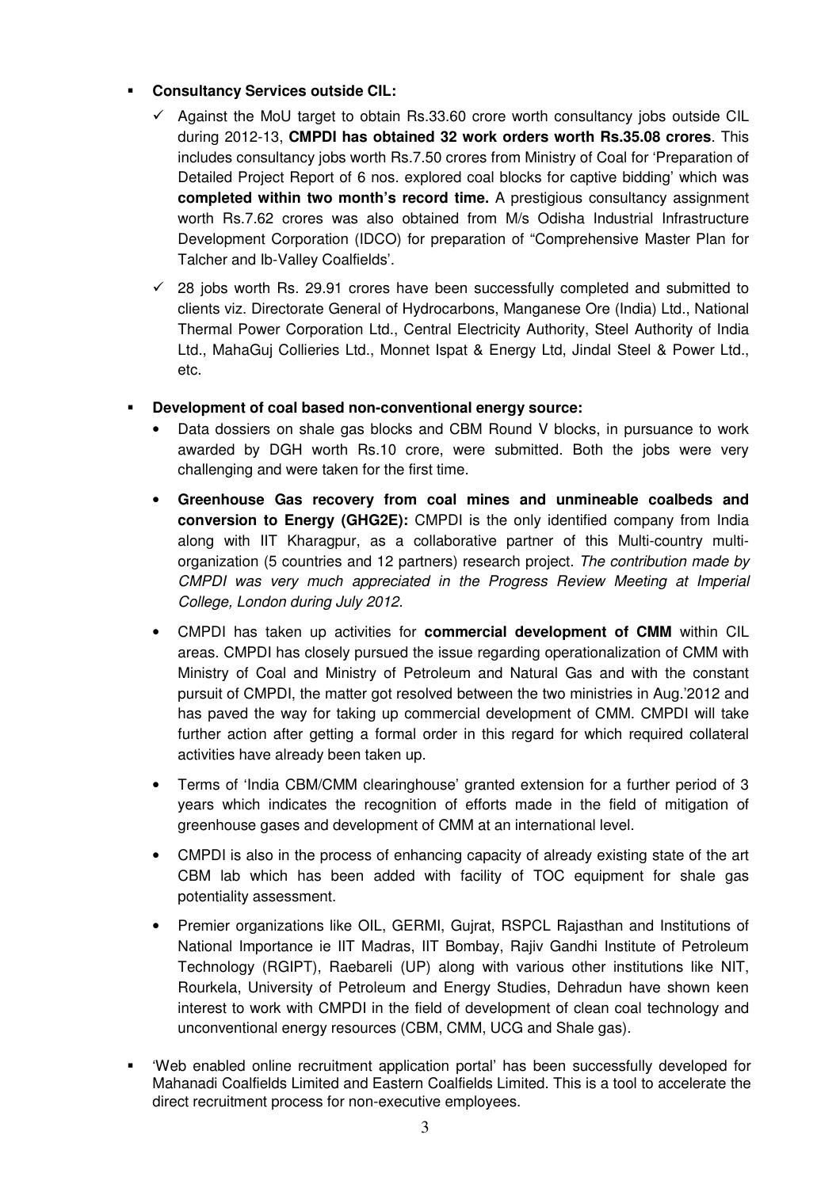- **Consultancy Services outside CIL:**
  - ✓ Against the MoU target to obtain Rs.33.60 crore worth consultancy jobs outside CIL during 2012-13, **CMPDI has obtained 32 work orders worth Rs.35.08 crores**. This includes consultancy jobs worth Rs.7.50 crores from Ministry of Coal for 'Preparation of Detailed Project Report of 6 nos. explored coal blocks for captive bidding' which was **completed within two month's record time.** A prestigious consultancy assignment worth Rs.7.62 crores was also obtained from M/s Odisha Industrial Infrastructure Development Corporation (IDCO) for preparation of "Comprehensive Master Plan for Talcher and Ib-Valley Coalfields'.
  - ✓ 28 jobs worth Rs. 29.91 crores have been successfully completed and submitted to clients viz. Directorate General of Hydrocarbons, Manganese Ore (India) Ltd., National Thermal Power Corporation Ltd., Central Electricity Authority, Steel Authority of India Ltd., MahaGuj Collieries Ltd., Monnet Ispat & Energy Ltd, Jindal Steel & Power Ltd., etc.

- **Development of coal based non-conventional energy source:**
  - Data dossiers on shale gas blocks and CBM Round V blocks, in pursuance to work awarded by DGH worth Rs.10 crore, were submitted. Both the jobs were very challenging and were taken for the first time.
  - **Greenhouse Gas recovery from coal mines and unmineable coalbeds and conversion to Energy (GHG2E):** CMPDI is the only identified company from India along with IIT Kharagpur, as a collaborative partner of this Multi-country multi-organization (5 countries and 12 partners) research project. *The contribution made by CMPDI was very much appreciated in the Progress Review Meeting at Imperial College, London during July 2012.*
  - CMPDI has taken up activities for **commercial development of CMM** within CIL areas. CMPDI has closely pursued the issue regarding operationalization of CMM with Ministry of Coal and Ministry of Petroleum and Natural Gas and with the constant pursuit of CMPDI, the matter got resolved between the two ministries in Aug.'2012 and has paved the way for taking up commercial development of CMM. CMPDI will take further action after getting a formal order in this regard for which required collateral activities have already been taken up.
  - Terms of 'India CBM/CMM clearinghouse' granted extension for a further period of 3 years which indicates the recognition of efforts made in the field of mitigation of greenhouse gases and development of CMM at an international level.
  - CMPDI is also in the process of enhancing capacity of already existing state of the art CBM lab which has been added with facility of TOC equipment for shale gas potentiality assessment.
  - Premier organizations like OIL, GERMI, Gujrat, RSPCL Rajasthan and Institutions of National Importance ie IIT Madras, IIT Bombay, Rajiv Gandhi Institute of Petroleum Technology (RGIPT), Raebareli (UP) along with various other institutions like NIT, Rourkela, University of Petroleum and Energy Studies, Dehradun have shown keen interest to work with CMPDI in the field of development of clean coal technology and unconventional energy resources (CBM, CMM, UCG and Shale gas).

- 'Web enabled online recruitment application portal' has been successfully developed for Mahanadi Coalfields Limited and Eastern Coalfields Limited. This is a tool to accelerate the direct recruitment process for non-executive employees.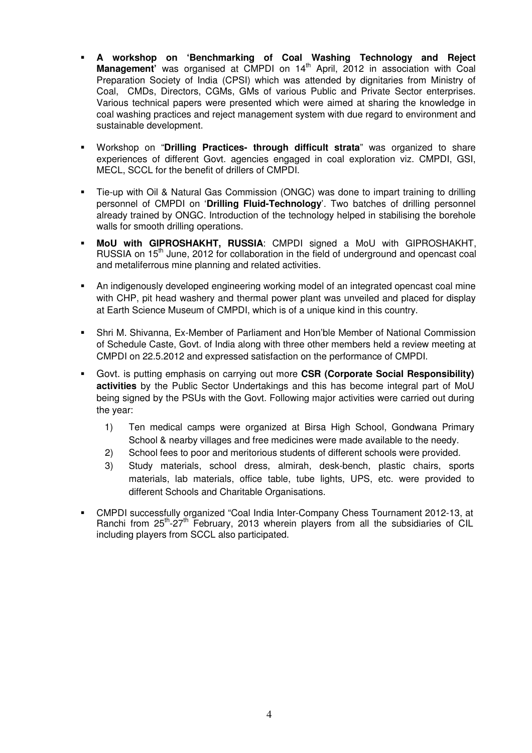- **A workshop on 'Benchmarking of Coal Washing Technology and Reject Management'** was organised at CMPDI on 14th April, 2012 in association with Coal Preparation Society of India (CPSI) which was attended by dignitaries from Ministry of Coal, CMDs, Directors, CGMs, GMs of various Public and Private Sector enterprises. Various technical papers were presented which were aimed at sharing the knowledge in coal washing practices and reject management system with due regard to environment and sustainable development.

- Workshop on "**Drilling Practices- through difficult strata**" was organized to share experiences of different Govt. agencies engaged in coal exploration viz. CMPDI, GSI, MECL, SCCL for the benefit of drillers of CMPDI.

- Tie-up with Oil & Natural Gas Commission (ONGC) was done to impart training to drilling personnel of CMPDI on '**Drilling Fluid-Technology**'. Two batches of drilling personnel already trained by ONGC. Introduction of the technology helped in stabilising the borehole walls for smooth drilling operations.

- **MoU with GIPROSHAKHT, RUSSIA**: CMPDI signed a MoU with GIPROSHAKHT, RUSSIA on 15th June, 2012 for collaboration in the field of underground and opencast coal and metaliferrous mine planning and related activities.

- An indigenously developed engineering working model of an integrated opencast coal mine with CHP, pit head washery and thermal power plant was unveiled and placed for display at Earth Science Museum of CMPDI, which is of a unique kind in this country.

- Shri M. Shivanna, Ex-Member of Parliament and Hon'ble Member of National Commission of Schedule Caste, Govt. of India along with three other members held a review meeting at CMPDI on 22.5.2012 and expressed satisfaction on the performance of CMPDI.

- Govt. is putting emphasis on carrying out more **CSR (Corporate Social Responsibility) activities** by the Public Sector Undertakings and this has become integral part of MoU being signed by the PSUs with the Govt. Following major activities were carried out during the year:
  1) Ten medical camps were organized at Birsa High School, Gondwana Primary School & nearby villages and free medicines were made available to the needy.
  2) School fees to poor and meritorious students of different schools were provided.
  3) Study materials, school dress, almirah, desk-bench, plastic chairs, sports materials, lab materials, office table, tube lights, UPS, etc. were provided to different Schools and Charitable Organisations.

- CMPDI successfully organized "Coal India Inter-Company Chess Tournament 2012-13, at Ranchi from 25th-27th February, 2013 wherein players from all the subsidiaries of CIL including players from SCCL also participated.